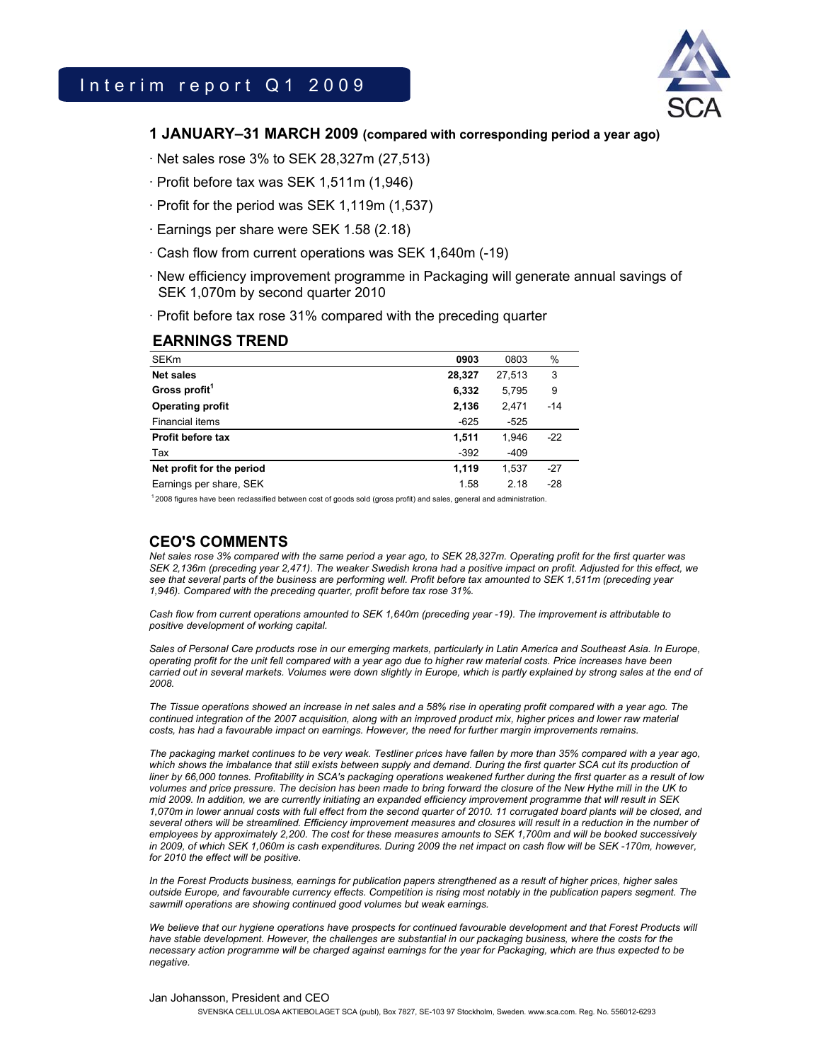# Interim report Q1 2009

SCA

## 1 JANUARY–31 MARCH 2009 (compared with corresponding period a year ago)

- Net sales rose 3% to SEK 28,327m (27,513)
- Profit before tax was SEK 1,511m (1,946)
- Profit for the period was SEK 1,119m (1,537)
- Earnings per share were SEK 1.58 (2.18)
- Cash flow from current operations was SEK 1,640m (-19)
- New efficiency improvement programme in Packaging will generate annual savings of SEK 1,070m by second quarter 2010
- Profit before tax rose 31% compared with the preceding quarter

## EARNINGS TREND

| SEKm | **0903** | 0803 | % |
|---|---|---|---|
| **Net sales** | **28,327** | 27,513 | 3 |
| **Gross profit**[1] | **6,332** | 5,795 | 9 |
| **Operating profit** | **2,136** | 2,471 | -14 |
| Financial items | -625 | -525 | |
| **Profit before tax** | **1,511** | 1,946 | -22 |
| Tax | -392 | -409 | |
| **Net profit for the period** | **1,119** | 1,537 | -27 |
| Earnings per share, SEK | 1.58 | 2.18 | -28 |

[1] 2008 figures have been reclassified between cost of goods sold (gross profit) and sales, general and administration.

## CEO'S COMMENTS

*Net sales rose 3% compared with the same period a year ago, to SEK 28,327m. Operating profit for the first quarter was SEK 2,136m (preceding year 2,471). The weaker Swedish krona had a positive impact on profit. Adjusted for this effect, we see that several parts of the business are performing well. Profit before tax amounted to SEK 1,511m (preceding year 1,946). Compared with the preceding quarter, profit before tax rose 31%.*

*Cash flow from current operations amounted to SEK 1,640m (preceding year -19). The improvement is attributable to positive development of working capital.*

*Sales of Personal Care products rose in our emerging markets, particularly in Latin America and Southeast Asia. In Europe, operating profit for the unit fell compared with a year ago due to higher raw material costs. Price increases have been carried out in several markets. Volumes were down slightly in Europe, which is partly explained by strong sales at the end of 2008.*

*The Tissue operations showed an increase in net sales and a 58% rise in operating profit compared with a year ago. The continued integration of the 2007 acquisition, along with an improved product mix, higher prices and lower raw material costs, has had a favourable impact on earnings. However, the need for further margin improvements remains.*

*The packaging market continues to be very weak. Testliner prices have fallen by more than 35% compared with a year ago, which shows the imbalance that still exists between supply and demand. During the first quarter SCA cut its production of liner by 66,000 tonnes. Profitability in SCA's packaging operations weakened further during the first quarter as a result of low volumes and price pressure. The decision has been made to bring forward the closure of the New Hythe mill in the UK to mid 2009. In addition, we are currently initiating an expanded efficiency improvement programme that will result in SEK 1,070m in lower annual costs with full effect from the second quarter of 2010. 11 corrugated board plants will be closed, and several others will be streamlined. Efficiency improvement measures and closures will result in a reduction in the number of employees by approximately 2,200. The cost for these measures amounts to SEK 1,700m and will be booked successively in 2009, of which SEK 1,060m is cash expenditures. During 2009 the net impact on cash flow will be SEK -170m, however, for 2010 the effect will be positive.*

*In the Forest Products business, earnings for publication papers strengthened as a result of higher prices, higher sales outside Europe, and favourable currency effects. Competition is rising most notably in the publication papers segment. The sawmill operations are showing continued good volumes but weak earnings.*

*We believe that our hygiene operations have prospects for continued favourable development and that Forest Products will have stable development. However, the challenges are substantial in our packaging business, where the costs for the necessary action programme will be charged against earnings for the year for Packaging, which are thus expected to be negative.*

Jan Johansson, President and CEO

SVENSKA CELLULOSA AKTIEBOLAGET SCA (publ), Box 7827, SE-103 97 Stockholm, Sweden. www.sca.com. Reg. No. 556012-6293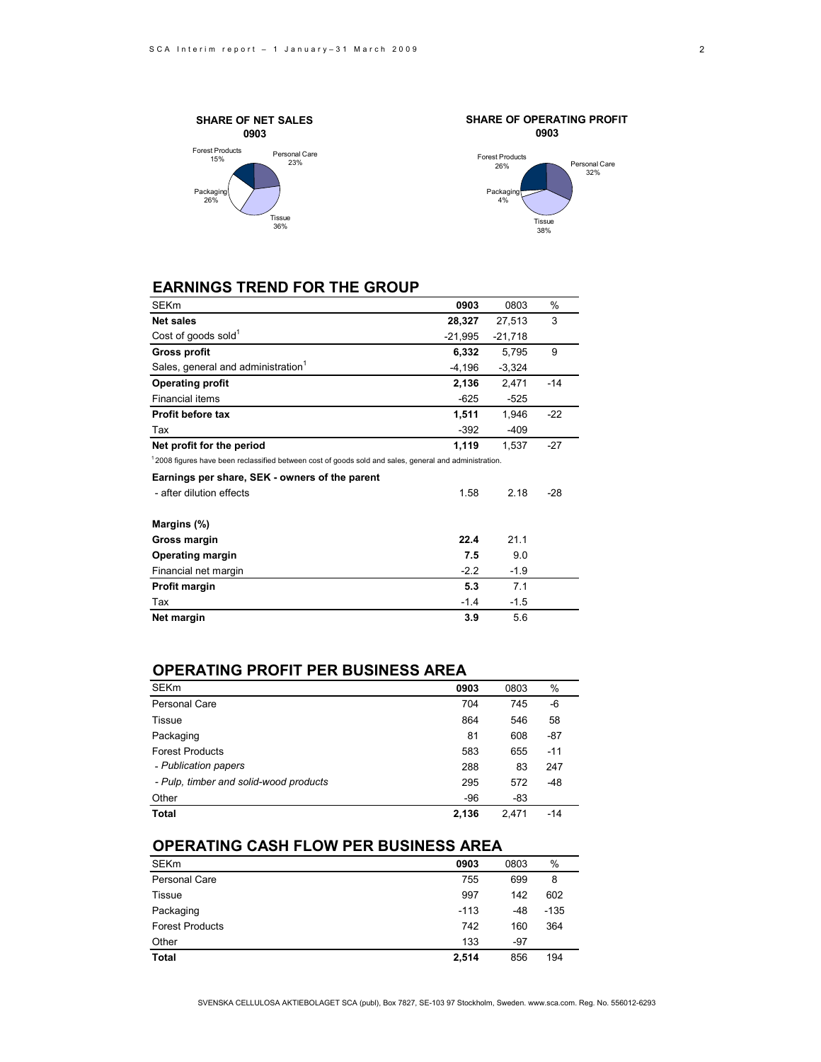**SHARE OF NET SALES 0903**

Forest Products 15%, Personal Care 23%, Packaging 26%, Tissue 36%

**SHARE OF OPERATING PROFIT 0903**

Forest Products 26%, Personal Care 32%, Packaging 4%, Tissue 38%

## EARNINGS TREND FOR THE GROUP

| SEKm | 0903 | 0803 | % |
|---|---|---|---|
| **Net sales** | **28,327** | 27,513 | 3 |
| Cost of goods sold[1] | -21,995 | -21,718 | |
| **Gross profit** | **6,332** | 5,795 | 9 |
| Sales, general and administration[1] | -4,196 | -3,324 | |
| **Operating profit** | **2,136** | 2,471 | -14 |
| Financial items | -625 | -525 | |
| **Profit before tax** | **1,511** | 1,946 | -22 |
| Tax | -392 | -409 | |
| **Net profit for the period** | **1,119** | 1,537 | -27 |

[1] 2008 figures have been reclassified between cost of goods sold and sales, general and administration.

| **Earnings per share, SEK - owners of the parent** | | | |
|---|---|---|---|
| - after dilution effects | 1.58 | 2.18 | -28 |

| **Margins (%)** | | |
|---|---|---|
| **Gross margin** | **22.4** | 21.1 |
| **Operating margin** | **7.5** | 9.0 |
| Financial net margin | -2.2 | -1.9 |
| **Profit margin** | **5.3** | 7.1 |
| Tax | -1.4 | -1.5 |
| **Net margin** | **3.9** | 5.6 |

## OPERATING PROFIT PER BUSINESS AREA

| SEKm | 0903 | 0803 | % |
|---|---|---|---|
| Personal Care | 704 | 745 | -6 |
| Tissue | 864 | 546 | 58 |
| Packaging | 81 | 608 | -87 |
| Forest Products | 583 | 655 | -11 |
| *- Publication papers* | 288 | 83 | 247 |
| *- Pulp, timber and solid-wood products* | 295 | 572 | -48 |
| Other | -96 | -83 | |
| **Total** | **2,136** | 2,471 | -14 |

## OPERATING CASH FLOW PER BUSINESS AREA

| SEKm | 0903 | 0803 | % |
|---|---|---|---|
| Personal Care | 755 | 699 | 8 |
| Tissue | 997 | 142 | 602 |
| Packaging | -113 | -48 | -135 |
| Forest Products | 742 | 160 | 364 |
| Other | 133 | -97 | |
| **Total** | **2,514** | 856 | 194 |

SVENSKA CELLULOSA AKTIEBOLAGET SCA (publ), Box 7827, SE-103 97 Stockholm, Sweden. www.sca.com. Reg. No. 556012-6293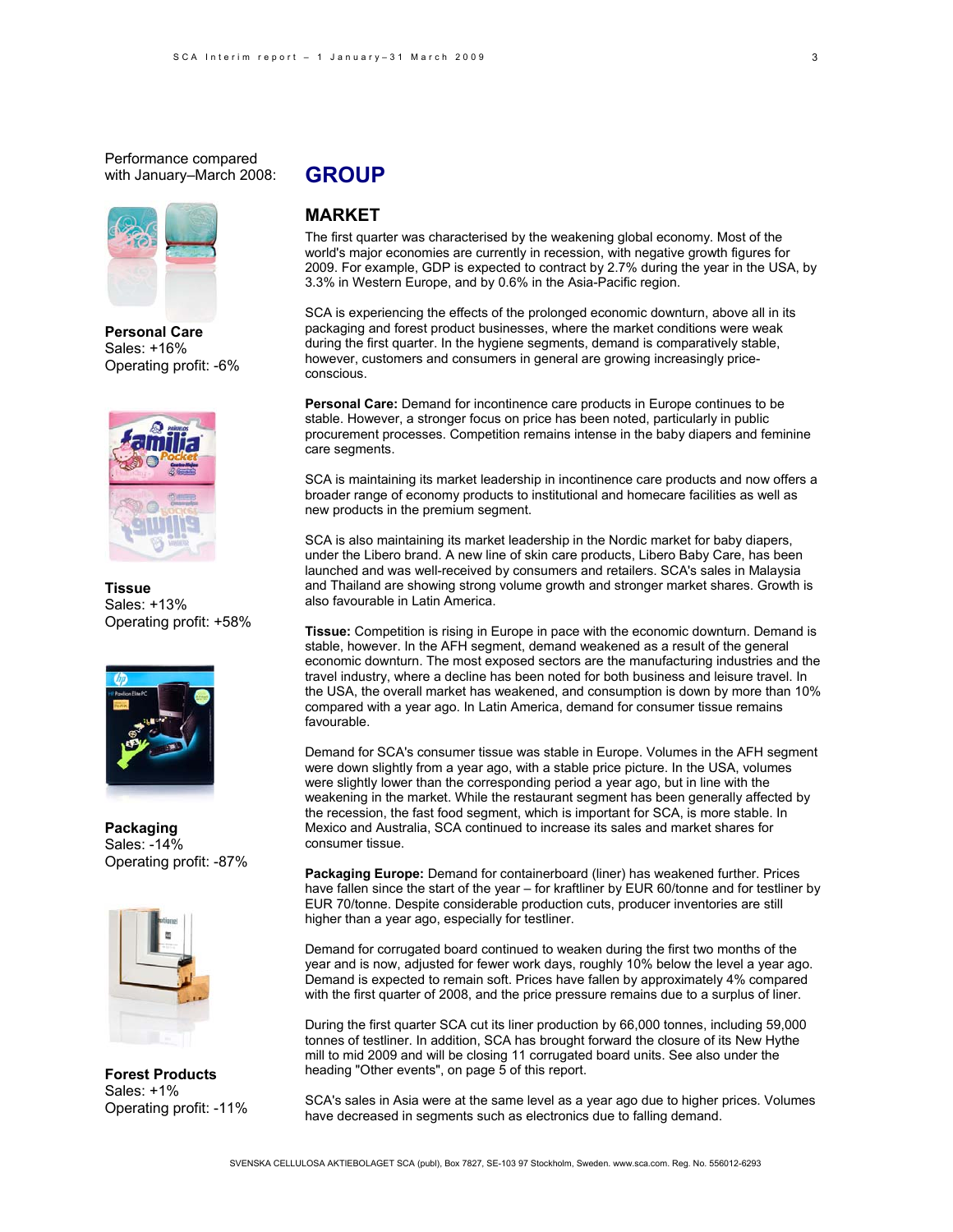Performance compared with January–March 2008:

**Personal Care**
Sales: +16%
Operating profit: -6%

**Tissue**
Sales: +13%
Operating profit: +58%

**Packaging**
Sales: -14%
Operating profit: -87%

**Forest Products**
Sales: +1%
Operating profit: -11%

# GROUP

## MARKET

The first quarter was characterised by the weakening global economy. Most of the world's major economies are currently in recession, with negative growth figures for 2009. For example, GDP is expected to contract by 2.7% during the year in the USA, by 3.3% in Western Europe, and by 0.6% in the Asia-Pacific region.

SCA is experiencing the effects of the prolonged economic downturn, above all in its packaging and forest product businesses, where the market conditions were weak during the first quarter. In the hygiene segments, demand is comparatively stable, however, customers and consumers in general are growing increasingly price-conscious.

**Personal Care:** Demand for incontinence care products in Europe continues to be stable. However, a stronger focus on price has been noted, particularly in public procurement processes. Competition remains intense in the baby diapers and feminine care segments.

SCA is maintaining its market leadership in incontinence care products and now offers a broader range of economy products to institutional and homecare facilities as well as new products in the premium segment.

SCA is also maintaining its market leadership in the Nordic market for baby diapers, under the Libero brand. A new line of skin care products, Libero Baby Care, has been launched and was well-received by consumers and retailers. SCA's sales in Malaysia and Thailand are showing strong volume growth and stronger market shares. Growth is also favourable in Latin America.

**Tissue:** Competition is rising in Europe in pace with the economic downturn. Demand is stable, however. In the AFH segment, demand weakened as a result of the general economic downturn. The most exposed sectors are the manufacturing industries and the travel industry, where a decline has been noted for both business and leisure travel. In the USA, the overall market has weakened, and consumption is down by more than 10% compared with a year ago. In Latin America, demand for consumer tissue remains favourable.

Demand for SCA's consumer tissue was stable in Europe. Volumes in the AFH segment were down slightly from a year ago, with a stable price picture. In the USA, volumes were slightly lower than the corresponding period a year ago, but in line with the weakening in the market. While the restaurant segment has been generally affected by the recession, the fast food segment, which is important for SCA, is more stable. In Mexico and Australia, SCA continued to increase its sales and market shares for consumer tissue.

**Packaging Europe:** Demand for containerboard (liner) has weakened further. Prices have fallen since the start of the year – for kraftliner by EUR 60/tonne and for testliner by EUR 70/tonne. Despite considerable production cuts, producer inventories are still higher than a year ago, especially for testliner.

Demand for corrugated board continued to weaken during the first two months of the year and is now, adjusted for fewer work days, roughly 10% below the level a year ago. Demand is expected to remain soft. Prices have fallen by approximately 4% compared with the first quarter of 2008, and the price pressure remains due to a surplus of liner.

During the first quarter SCA cut its liner production by 66,000 tonnes, including 59,000 tonnes of testliner. In addition, SCA has brought forward the closure of its New Hythe mill to mid 2009 and will be closing 11 corrugated board units. See also under the heading "Other events", on page 5 of this report.

SCA's sales in Asia were at the same level as a year ago due to higher prices. Volumes have decreased in segments such as electronics due to falling demand.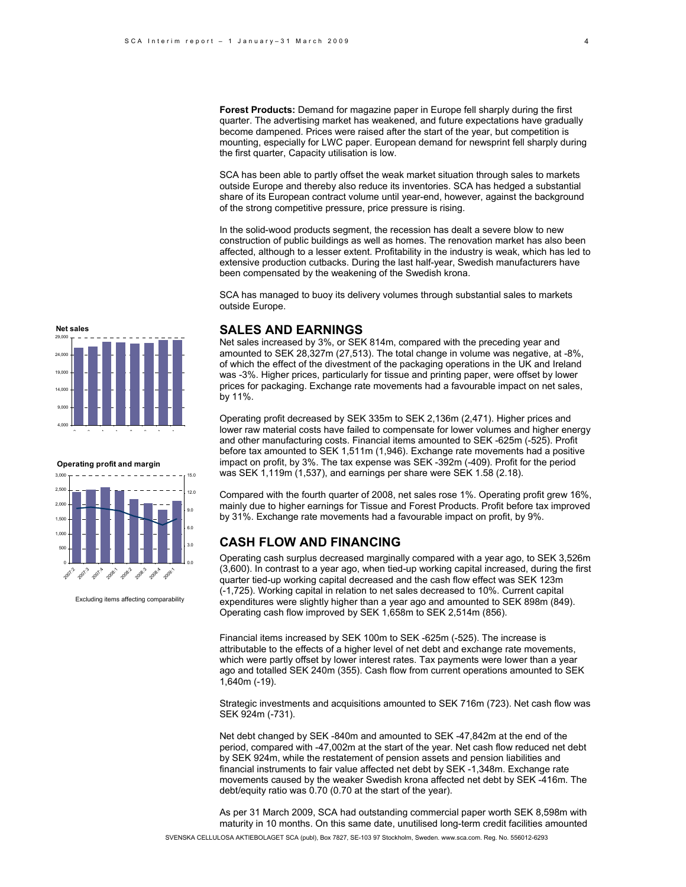**Forest Products:** Demand for magazine paper in Europe fell sharply during the first quarter. The advertising market has weakened, and future expectations have gradually become dampened. Prices were raised after the start of the year, but competition is mounting, especially for LWC paper. European demand for newsprint fell sharply during the first quarter, Capacity utilisation is low.

SCA has been able to partly offset the weak market situation through sales to markets outside Europe and thereby also reduce its inventories. SCA has hedged a substantial share of its European contract volume until year-end, however, against the background of the strong competitive pressure, price pressure is rising.

In the solid-wood products segment, the recession has dealt a severe blow to new construction of public buildings as well as homes. The renovation market has also been affected, although to a lesser extent. Profitability in the industry is weak, which has led to extensive production cutbacks. During the last half-year, Swedish manufacturers have been compensated by the weakening of the Swedish krona.

SCA has managed to buoy its delivery volumes through substantial sales to markets outside Europe.

## SALES AND EARNINGS

Net sales increased by 3%, or SEK 814m, compared with the preceding year and amounted to SEK 28,327m (27,513). The total change in volume was negative, at -8%, of which the effect of the divestment of the packaging operations in the UK and Ireland was -3%. Higher prices, particularly for tissue and printing paper, were offset by lower prices for packaging. Exchange rate movements had a favourable impact on net sales, by 11%.

Operating profit decreased by SEK 335m to SEK 2,136m (2,471). Higher prices and lower raw material costs have failed to compensate for lower volumes and higher energy and other manufacturing costs. Financial items amounted to SEK -625m (-525). Profit before tax amounted to SEK 1,511m (1,946). Exchange rate movements had a positive impact on profit, by 3%. The tax expense was SEK -392m (-409). Profit for the period was SEK 1,119m (1,537), and earnings per share were SEK 1.58 (2.18).

Compared with the fourth quarter of 2008, net sales rose 1%. Operating profit grew 16%, mainly due to higher earnings for Tissue and Forest Products. Profit before tax improved by 31%. Exchange rate movements had a favourable impact on profit, by 9%.

**Net sales**

**Operating profit and margin**

Excluding items affecting comparability

## CASH FLOW AND FINANCING

Operating cash surplus decreased marginally compared with a year ago, to SEK 3,526m (3,600). In contrast to a year ago, when tied-up working capital increased, during the first quarter tied-up working capital decreased and the cash flow effect was SEK 123m (-1,725). Working capital in relation to net sales decreased to 10%. Current capital expenditures were slightly higher than a year ago and amounted to SEK 898m (849). Operating cash flow improved by SEK 1,658m to SEK 2,514m (856).

Financial items increased by SEK 100m to SEK -625m (-525). The increase is attributable to the effects of a higher level of net debt and exchange rate movements, which were partly offset by lower interest rates. Tax payments were lower than a year ago and totalled SEK 240m (355). Cash flow from current operations amounted to SEK 1,640m (-19).

Strategic investments and acquisitions amounted to SEK 716m (723). Net cash flow was SEK 924m (-731).

Net debt changed by SEK -840m and amounted to SEK -47,842m at the end of the period, compared with -47,002m at the start of the year. Net cash flow reduced net debt by SEK 924m, while the restatement of pension assets and pension liabilities and financial instruments to fair value affected net debt by SEK -1,348m. Exchange rate movements caused by the weaker Swedish krona affected net debt by SEK -416m. The debt/equity ratio was 0.70 (0.70 at the start of the year).

As per 31 March 2009, SCA had outstanding commercial paper worth SEK 8,598m with maturity in 10 months. On this same date, unutilised long-term credit facilities amounted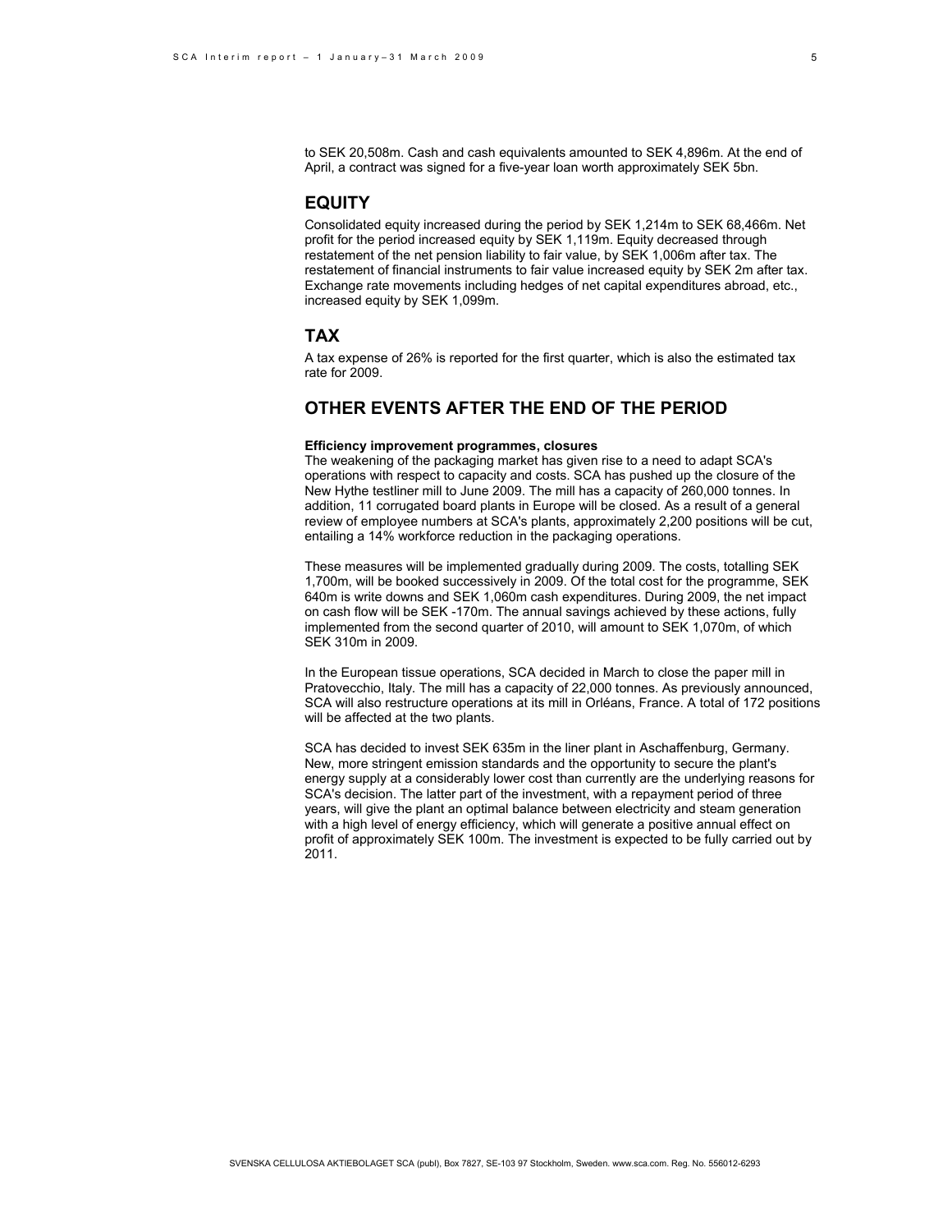to SEK 20,508m. Cash and cash equivalents amounted to SEK 4,896m. At the end of April, a contract was signed for a five-year loan worth approximately SEK 5bn.

## EQUITY

Consolidated equity increased during the period by SEK 1,214m to SEK 68,466m. Net profit for the period increased equity by SEK 1,119m. Equity decreased through restatement of the net pension liability to fair value, by SEK 1,006m after tax. The restatement of financial instruments to fair value increased equity by SEK 2m after tax. Exchange rate movements including hedges of net capital expenditures abroad, etc., increased equity by SEK 1,099m.

## TAX

A tax expense of 26% is reported for the first quarter, which is also the estimated tax rate for 2009.

## OTHER EVENTS AFTER THE END OF THE PERIOD

**Efficiency improvement programmes, closures**

The weakening of the packaging market has given rise to a need to adapt SCA's operations with respect to capacity and costs. SCA has pushed up the closure of the New Hythe testliner mill to June 2009. The mill has a capacity of 260,000 tonnes. In addition, 11 corrugated board plants in Europe will be closed. As a result of a general review of employee numbers at SCA's plants, approximately 2,200 positions will be cut, entailing a 14% workforce reduction in the packaging operations.

These measures will be implemented gradually during 2009. The costs, totalling SEK 1,700m, will be booked successively in 2009. Of the total cost for the programme, SEK 640m is write downs and SEK 1,060m cash expenditures. During 2009, the net impact on cash flow will be SEK -170m. The annual savings achieved by these actions, fully implemented from the second quarter of 2010, will amount to SEK 1,070m, of which SEK 310m in 2009.

In the European tissue operations, SCA decided in March to close the paper mill in Pratovecchio, Italy. The mill has a capacity of 22,000 tonnes. As previously announced, SCA will also restructure operations at its mill in Orléans, France. A total of 172 positions will be affected at the two plants.

SCA has decided to invest SEK 635m in the liner plant in Aschaffenburg, Germany. New, more stringent emission standards and the opportunity to secure the plant's energy supply at a considerably lower cost than currently are the underlying reasons for SCA's decision. The latter part of the investment, with a repayment period of three years, will give the plant an optimal balance between electricity and steam generation with a high level of energy efficiency, which will generate a positive annual effect on profit of approximately SEK 100m. The investment is expected to be fully carried out by 2011.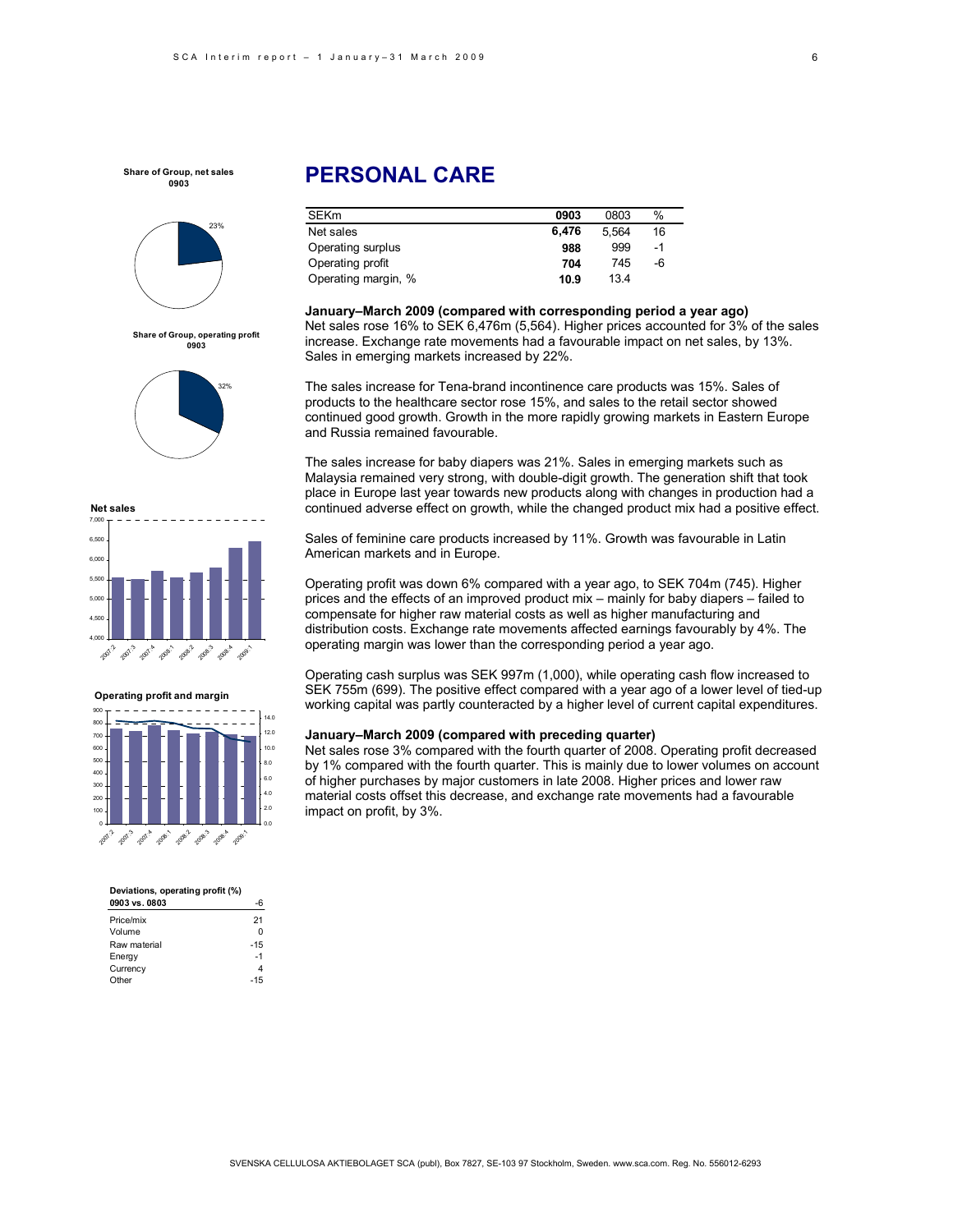# PERSONAL CARE

| SEKm | 0903 | 0803 | % |
|---|---|---|---|
| Net sales | **6,476** | 5,564 | 16 |
| Operating surplus | **988** | 999 | -1 |
| Operating profit | **704** | 745 | -6 |
| Operating margin, % | **10.9** | 13.4 | |

**Share of Group, net sales 0903**

23%

**Share of Group, operating profit 0903**

32%

**Net sales**

**Operating profit and margin**

| Deviations, operating profit (%) 0903 vs. 0803 | -6 |
|---|---|
| Price/mix | 21 |
| Volume | 0 |
| Raw material | -15 |
| Energy | -1 |
| Currency | 4 |
| Other | -15 |

**January–March 2009 (compared with corresponding period a year ago)**

Net sales rose 16% to SEK 6,476m (5,564). Higher prices accounted for 3% of the sales increase. Exchange rate movements had a favourable impact on net sales, by 13%. Sales in emerging markets increased by 22%.

The sales increase for Tena-brand incontinence care products was 15%. Sales of products to the healthcare sector rose 15%, and sales to the retail sector showed continued good growth. Growth in the more rapidly growing markets in Eastern Europe and Russia remained favourable.

The sales increase for baby diapers was 21%. Sales in emerging markets such as Malaysia remained very strong, with double-digit growth. The generation shift that took place in Europe last year towards new products along with changes in production had a continued adverse effect on growth, while the changed product mix had a positive effect.

Sales of feminine care products increased by 11%. Growth was favourable in Latin American markets and in Europe.

Operating profit was down 6% compared with a year ago, to SEK 704m (745). Higher prices and the effects of an improved product mix – mainly for baby diapers – failed to compensate for higher raw material costs as well as higher manufacturing and distribution costs. Exchange rate movements affected earnings favourably by 4%. The operating margin was lower than the corresponding period a year ago.

Operating cash surplus was SEK 997m (1,000), while operating cash flow increased to SEK 755m (699). The positive effect compared with a year ago of a lower level of tied-up working capital was partly counteracted by a higher level of current capital expenditures.

**January–March 2009 (compared with preceding quarter)**

Net sales rose 3% compared with the fourth quarter of 2008. Operating profit decreased by 1% compared with the fourth quarter. This is mainly due to lower volumes on account of higher purchases by major customers in late 2008. Higher prices and lower raw material costs offset this decrease, and exchange rate movements had a favourable impact on profit, by 3%.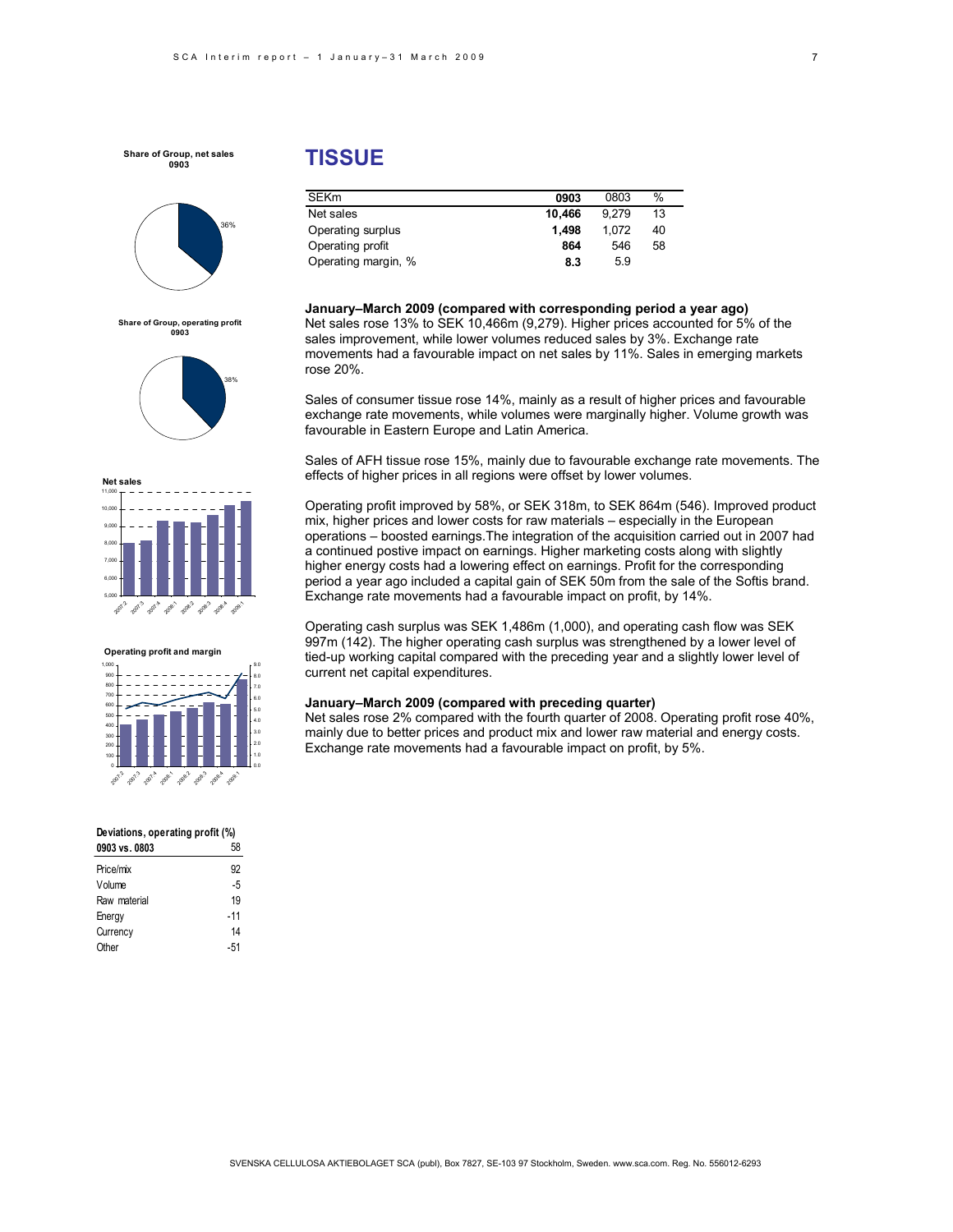# TISSUE

| SEKm | 0903 | 0803 | % |
|---|---|---|---|
| Net sales | **10,466** | 9,279 | 13 |
| Operating surplus | **1,498** | 1,072 | 40 |
| Operating profit | **864** | 546 | 58 |
| Operating margin, % | **8.3** | 5.9 | |

**January–March 2009 (compared with corresponding period a year ago)**

Net sales rose 13% to SEK 10,466m (9,279). Higher prices accounted for 5% of the sales improvement, while lower volumes reduced sales by 3%. Exchange rate movements had a favourable impact on net sales by 11%. Sales in emerging markets rose 20%.

Sales of consumer tissue rose 14%, mainly as a result of higher prices and favourable exchange rate movements, while volumes were marginally higher. Volume growth was favourable in Eastern Europe and Latin America.

Sales of AFH tissue rose 15%, mainly due to favourable exchange rate movements. The effects of higher prices in all regions were offset by lower volumes.

Operating profit improved by 58%, or SEK 318m, to SEK 864m (546). Improved product mix, higher prices and lower costs for raw materials – especially in the European operations – boosted earnings.The integration of the acquisition carried out in 2007 had a continued postive impact on earnings. Higher marketing costs along with slightly higher energy costs had a lowering effect on earnings. Profit for the corresponding period a year ago included a capital gain of SEK 50m from the sale of the Softis brand. Exchange rate movements had a favourable impact on profit, by 14%.

Operating cash surplus was SEK 1,486m (1,000), and operating cash flow was SEK 997m (142). The higher operating cash surplus was strengthened by a lower level of tied-up working capital compared with the preceding year and a slightly lower level of current net capital expenditures.

**January–March 2009 (compared with preceding quarter)**

Net sales rose 2% compared with the fourth quarter of 2008. Operating profit rose 40%, mainly due to better prices and product mix and lower raw material and energy costs. Exchange rate movements had a favourable impact on profit, by 5%.

**Share of Group, net sales 0903**

36%

**Share of Group, operating profit 0903**

38%

**Net sales**

**Operating profit and margin**

| Deviations, operating profit (%) 0903 vs. 0803 | 58 |
|---|---|
| Price/mix | 92 |
| Volume | -5 |
| Raw material | 19 |
| Energy | -11 |
| Currency | 14 |
| Other | -51 |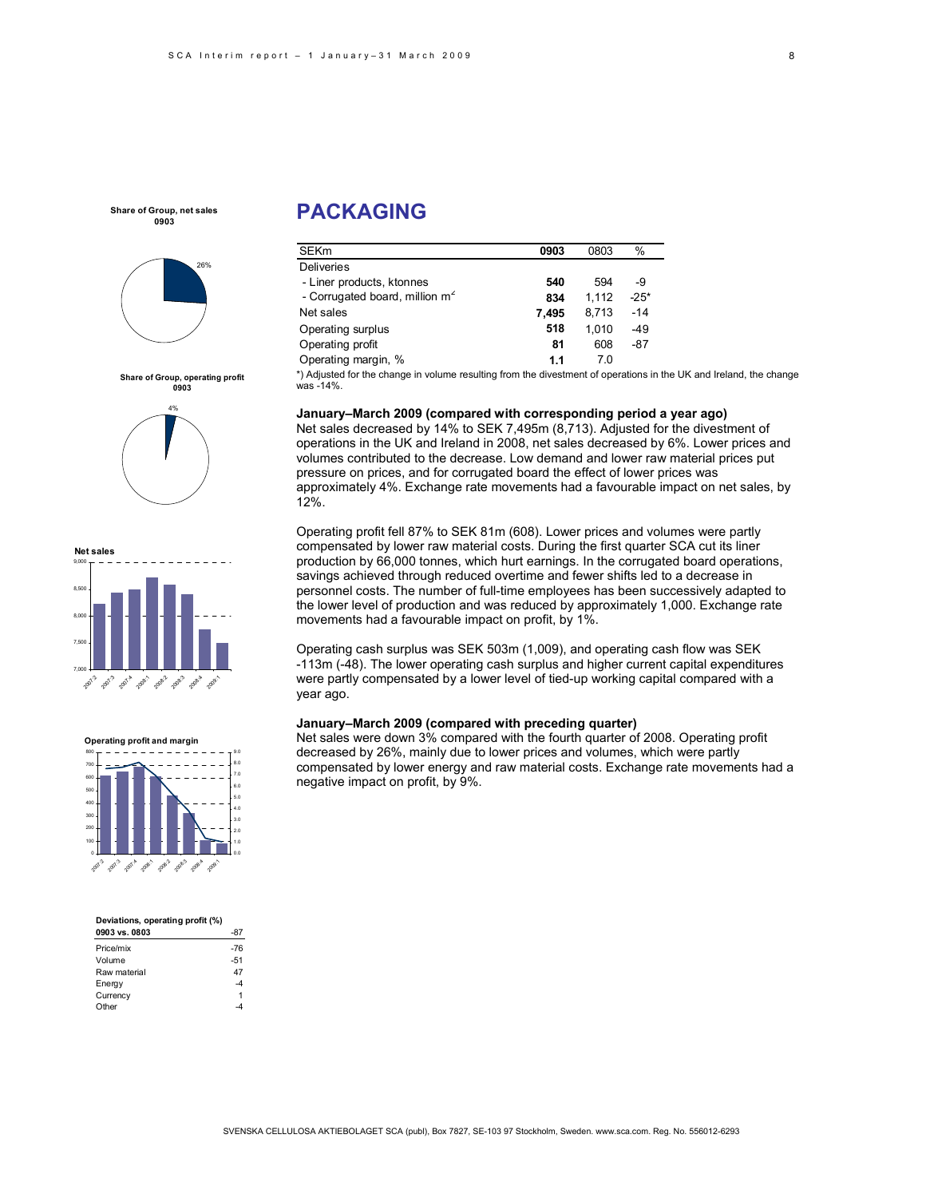Share of Group, net sales 0903

26%

Share of Group, operating profit 0903

4%

Net sales

Operating profit and margin

| Deviations, operating profit (%) | |
|---|---|
| **0903 vs. 0803** | -87 |
| Price/mix | -76 |
| Volume | -51 |
| Raw material | 47 |
| Energy | -4 |
| Currency | 1 |
| Other | -4 |

# PACKAGING

| SEKm | 0903 | 0803 | % |
|---|---|---|---|
| Deliveries | | | |
| - Liner products, ktonnes | **540** | 594 | -9 |
| - Corrugated board, million $m^2$ | **834** | 1,112 | -25* |
| Net sales | **7,495** | 8,713 | -14 |
| Operating surplus | **518** | 1,010 | -49 |
| Operating profit | **81** | 608 | -87 |
| Operating margin, % | **1.1** | 7.0 | |

*) Adjusted for the change in volume resulting from the divestment of operations in the UK and Ireland, the change was -14%.

**January–March 2009 (compared with corresponding period a year ago)**

Net sales decreased by 14% to SEK 7,495m (8,713). Adjusted for the divestment of operations in the UK and Ireland in 2008, net sales decreased by 6%. Lower prices and volumes contributed to the decrease. Low demand and lower raw material prices put pressure on prices, and for corrugated board the effect of lower prices was approximately 4%. Exchange rate movements had a favourable impact on net sales, by 12%.

Operating profit fell 87% to SEK 81m (608). Lower prices and volumes were partly compensated by lower raw material costs. During the first quarter SCA cut its liner production by 66,000 tonnes, which hurt earnings. In the corrugated board operations, savings achieved through reduced overtime and fewer shifts led to a decrease in personnel costs. The number of full-time employees has been successively adapted to the lower level of production and was reduced by approximately 1,000. Exchange rate movements had a favourable impact on profit, by 1%.

Operating cash surplus was SEK 503m (1,009), and operating cash flow was SEK -113m (-48). The lower operating cash surplus and higher current capital expenditures were partly compensated by a lower level of tied-up working capital compared with a year ago.

**January–March 2009 (compared with preceding quarter)**

Net sales were down 3% compared with the fourth quarter of 2008. Operating profit decreased by 26%, mainly due to lower prices and volumes, which were partly compensated by lower energy and raw material costs. Exchange rate movements had a negative impact on profit, by 9%.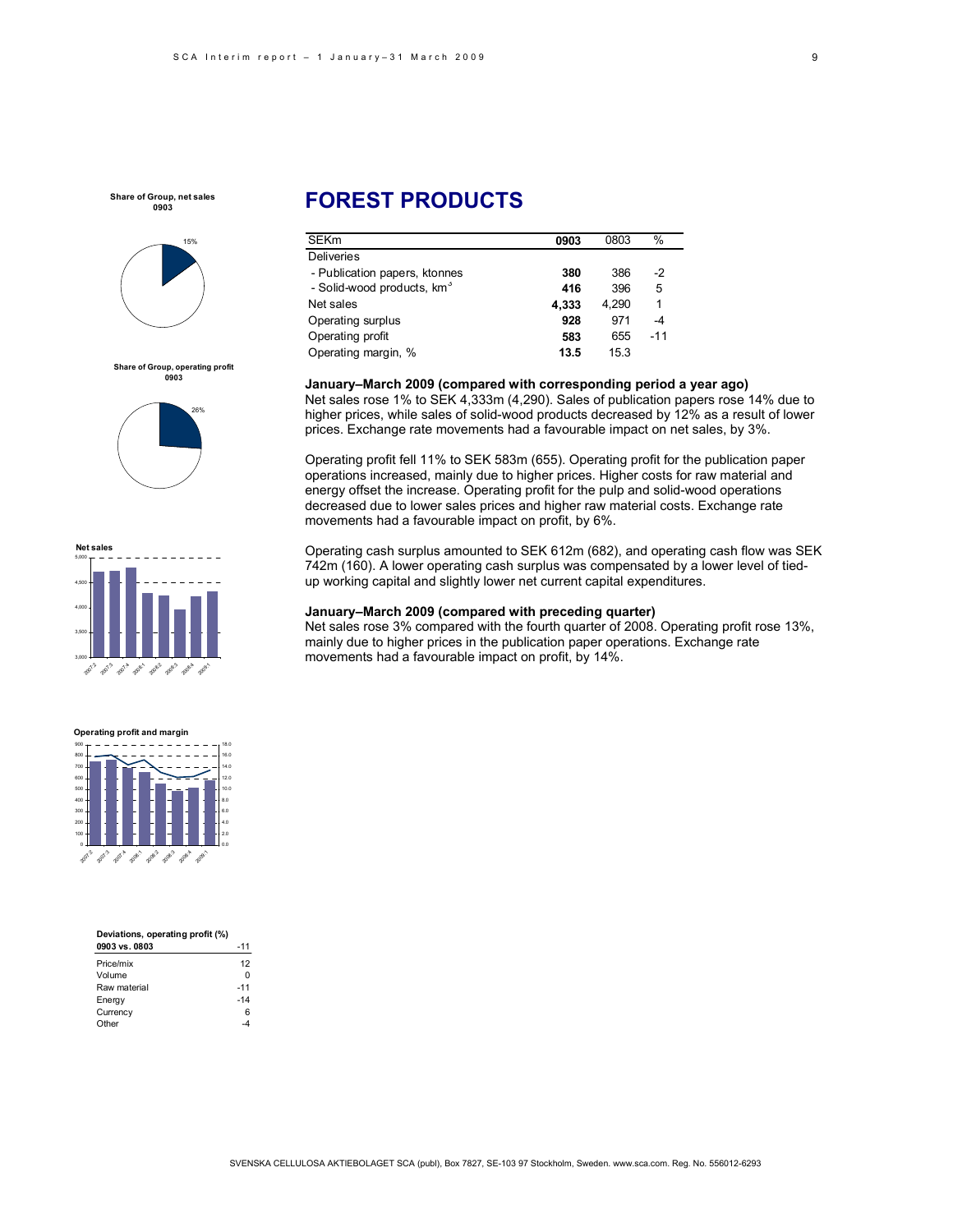# FOREST PRODUCTS

| SEKm | 0903 | 0803 | % |
|---|---|---|---|
| Deliveries | | | |
| - Publication papers, ktonnes | **380** | 386 | -2 |
| - Solid-wood products, km$^3$ | **416** | 396 | 5 |
| Net sales | **4,333** | 4,290 | 1 |
| Operating surplus | **928** | 971 | -4 |
| Operating profit | **583** | 655 | -11 |
| Operating margin, % | **13.5** | 15.3 | |

**January–March 2009 (compared with corresponding period a year ago)**

Net sales rose 1% to SEK 4,333m (4,290). Sales of publication papers rose 14% due to higher prices, while sales of solid-wood products decreased by 12% as a result of lower prices. Exchange rate movements had a favourable impact on net sales, by 3%.

Operating profit fell 11% to SEK 583m (655). Operating profit for the publication paper operations increased, mainly due to higher prices. Higher costs for raw material and energy offset the increase. Operating profit for the pulp and solid-wood operations decreased due to lower sales prices and higher raw material costs. Exchange rate movements had a favourable impact on profit, by 6%.

Operating cash surplus amounted to SEK 612m (682), and operating cash flow was SEK 742m (160). A lower operating cash surplus was compensated by a lower level of tied-up working capital and slightly lower net current capital expenditures.

**January–March 2009 (compared with preceding quarter)**

Net sales rose 3% compared with the fourth quarter of 2008. Operating profit rose 13%, mainly due to higher prices in the publication paper operations. Exchange rate movements had a favourable impact on profit, by 14%.

**Share of Group, net sales 0903**

15%

**Share of Group, operating profit 0903**

26%

**Net sales**

**Operating profit and margin**

**Deviations, operating profit (%)**

| 0903 vs. 0803 | -11 |
|---|---|
| Price/mix | 12 |
| Volume | 0 |
| Raw material | -11 |
| Energy | -14 |
| Currency | 6 |
| Other | -4 |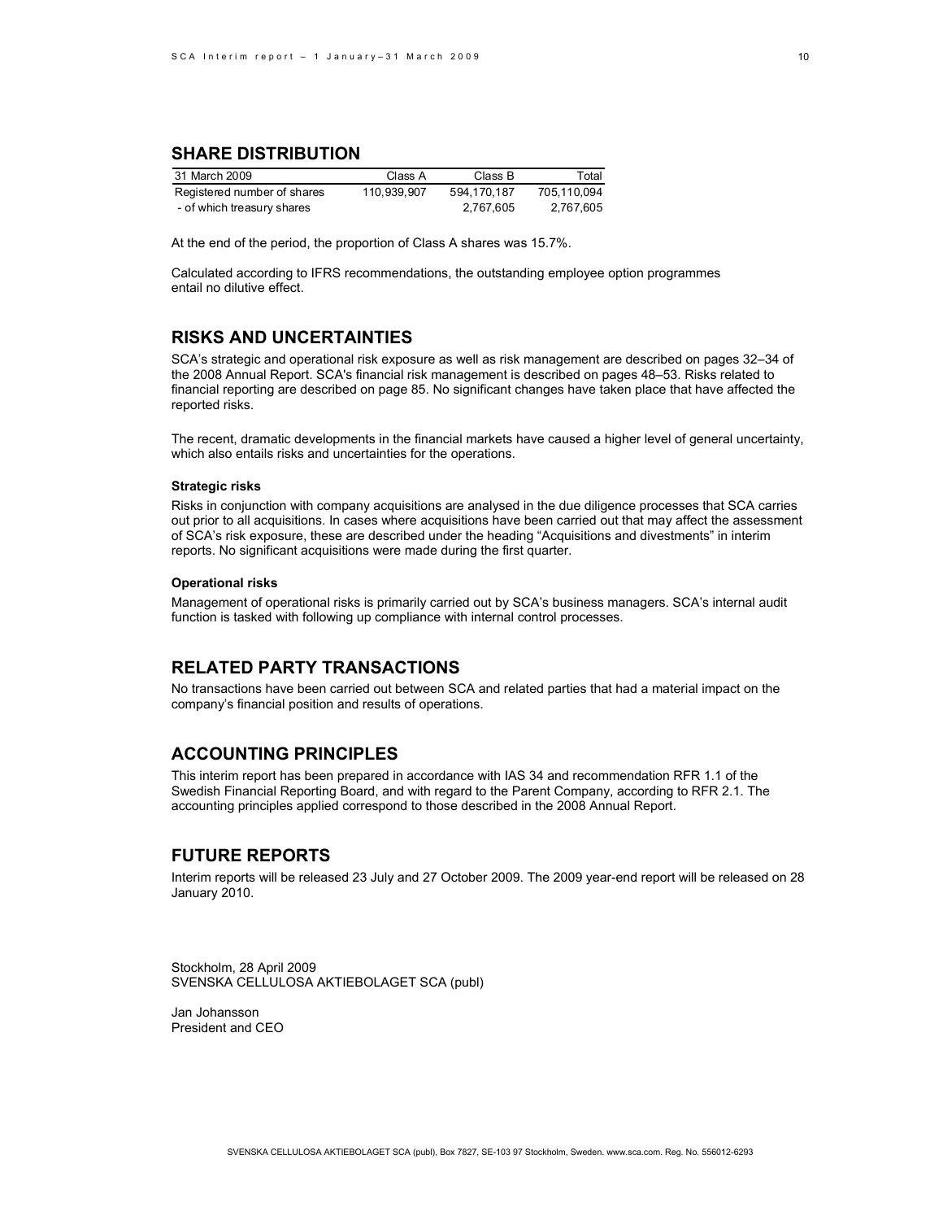## SHARE DISTRIBUTION

| 31 March 2009 | Class A | Class B | Total |
|---|---|---|---|
| Registered number of shares | 110,939,907 | 594,170,187 | 705,110,094 |
| - of which treasury shares | | 2,767,605 | 2,767,605 |

At the end of the period, the proportion of Class A shares was 15.7%.

Calculated according to IFRS recommendations, the outstanding employee option programmes entail no dilutive effect.

## RISKS AND UNCERTAINTIES

SCA's strategic and operational risk exposure as well as risk management are described on pages 32–34 of the 2008 Annual Report. SCA's financial risk management is described on pages 48–53. Risks related to financial reporting are described on page 85. No significant changes have taken place that have affected the reported risks.

The recent, dramatic developments in the financial markets have caused a higher level of general uncertainty, which also entails risks and uncertainties for the operations.

#### Strategic risks

Risks in conjunction with company acquisitions are analysed in the due diligence processes that SCA carries out prior to all acquisitions. In cases where acquisitions have been carried out that may affect the assessment of SCA's risk exposure, these are described under the heading "Acquisitions and divestments" in interim reports. No significant acquisitions were made during the first quarter.

#### Operational risks

Management of operational risks is primarily carried out by SCA's business managers. SCA's internal audit function is tasked with following up compliance with internal control processes.

## RELATED PARTY TRANSACTIONS

No transactions have been carried out between SCA and related parties that had a material impact on the company's financial position and results of operations.

## ACCOUNTING PRINCIPLES

This interim report has been prepared in accordance with IAS 34 and recommendation RFR 1.1 of the Swedish Financial Reporting Board, and with regard to the Parent Company, according to RFR 2.1. The accounting principles applied correspond to those described in the 2008 Annual Report.

## FUTURE REPORTS

Interim reports will be released 23 July and 27 October 2009. The 2009 year-end report will be released on 28 January 2010.

Stockholm, 28 April 2009
SVENSKA CELLULOSA AKTIEBOLAGET SCA (publ)

Jan Johansson
President and CEO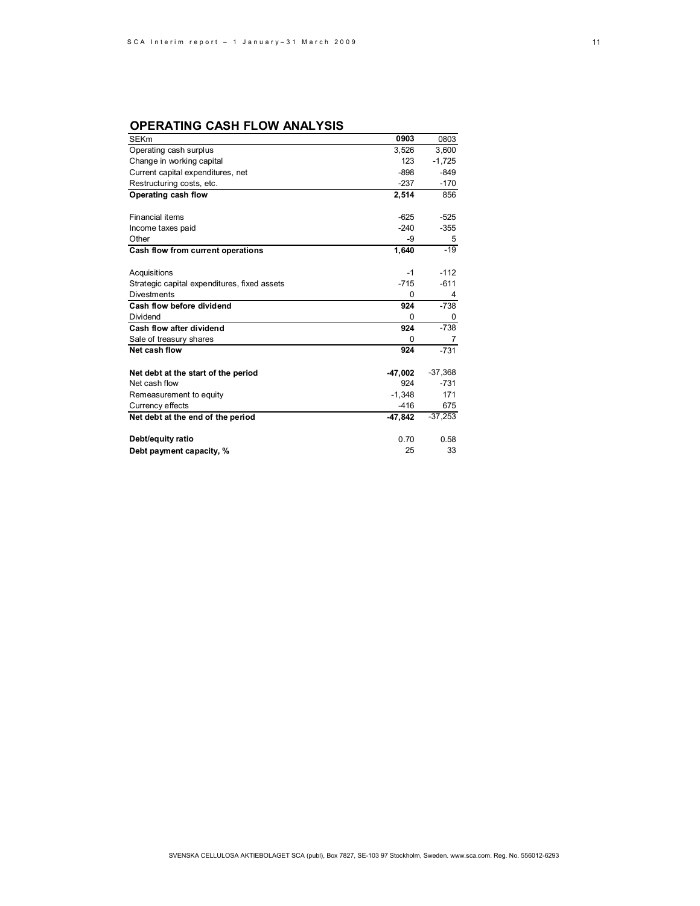## OPERATING CASH FLOW ANALYSIS

| SEKm | **0903** | 0803 |
|---|---|---|
| Operating cash surplus | 3,526 | 3,600 |
| Change in working capital | 123 | -1,725 |
| Current capital expenditures, net | -898 | -849 |
| Restructuring costs, etc. | -237 | -170 |
| **Operating cash flow** | **2,514** | 856 |
| | | |
| Financial items | -625 | -525 |
| Income taxes paid | -240 | -355 |
| Other | -9 | 5 |
| **Cash flow from current operations** | **1,640** | -19 |
| | | |
| Acquisitions | -1 | -112 |
| Strategic capital expenditures, fixed assets | -715 | -611 |
| Divestments | 0 | 4 |
| **Cash flow before dividend** | **924** | -738 |
| Dividend | 0 | 0 |
| **Cash flow after dividend** | **924** | -738 |
| Sale of treasury shares | 0 | 7 |
| **Net cash flow** | **924** | -731 |
| | | |
| **Net debt at the start of the period** | **-47,002** | -37,368 |
| Net cash flow | 924 | -731 |
| Remeasurement to equity | -1,348 | 171 |
| Currency effects | -416 | 675 |
| **Net debt at the end of the period** | **-47,842** | -37,253 |
| | | |
| **Debt/equity ratio** | 0.70 | 0.58 |
| **Debt payment capacity, %** | 25 | 33 |

SVENSKA CELLULOSA AKTIEBOLAGET SCA (publ), Box 7827, SE-103 97 Stockholm, Sweden. www.sca.com. Reg. No. 556012-6293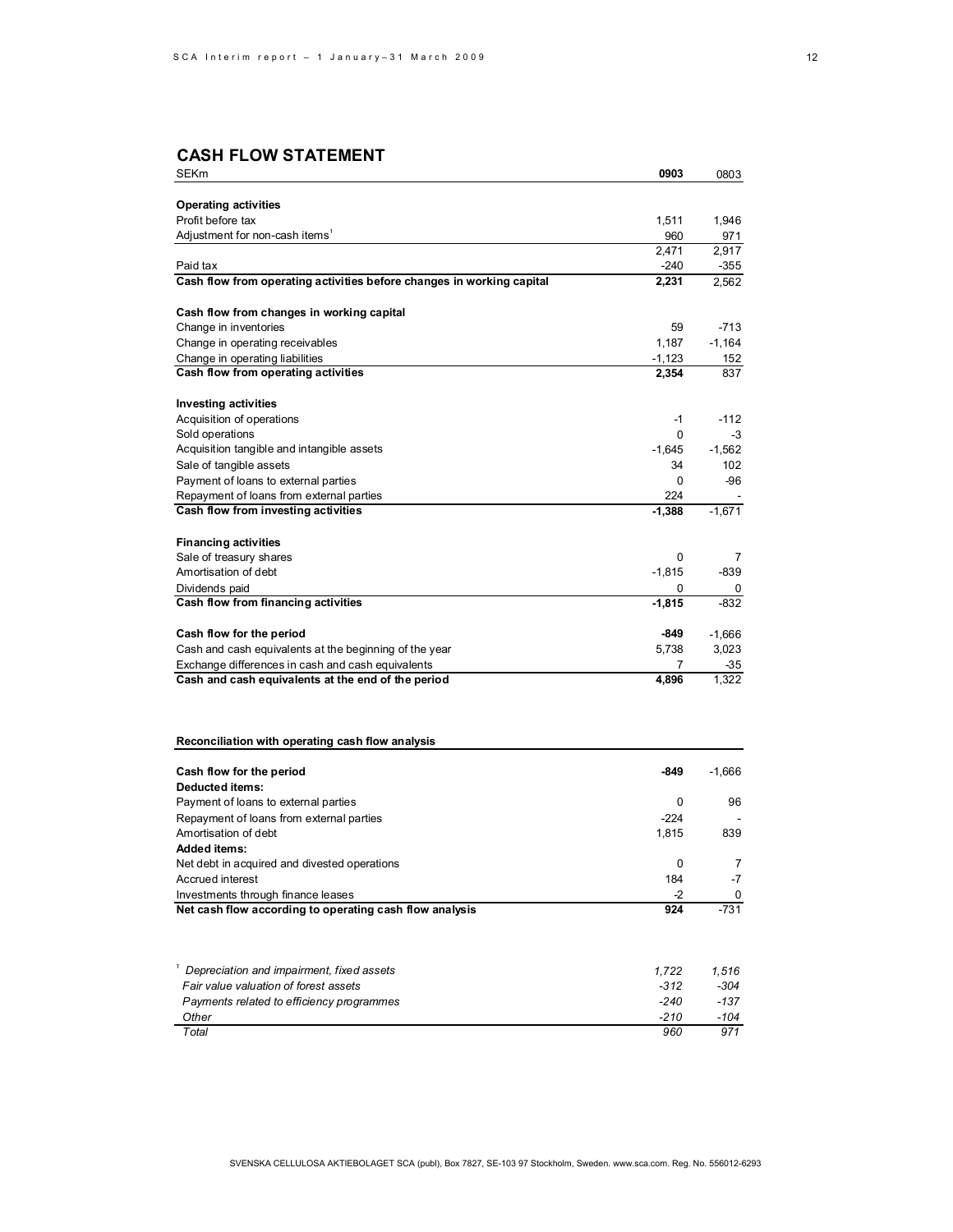## CASH FLOW STATEMENT

| SEKm | 0903 | 0803 |
|---|---|---|
| **Operating activities** | | |
| Profit before tax | 1,511 | 1,946 |
| Adjustment for non-cash items[1] | 960 | 971 |
| | 2,471 | 2,917 |
| Paid tax | -240 | -355 |
| **Cash flow from operating activities before changes in working capital** | **2,231** | 2,562 |
| | | |
| **Cash flow from changes in working capital** | | |
| Change in inventories | 59 | -713 |
| Change in operating receivables | 1,187 | -1,164 |
| Change in operating liabilities | -1,123 | 152 |
| **Cash flow from operating activities** | **2,354** | 837 |
| | | |
| **Investing activities** | | |
| Acquisition of operations | -1 | -112 |
| Sold operations | 0 | -3 |
| Acquisition tangible and intangible assets | -1,645 | -1,562 |
| Sale of tangible assets | 34 | 102 |
| Payment of loans to external parties | 0 | -96 |
| Repayment of loans from external parties | 224 | - |
| **Cash flow from investing activities** | **-1,388** | -1,671 |
| | | |
| **Financing activities** | | |
| Sale of treasury shares | 0 | 7 |
| Amortisation of debt | -1,815 | -839 |
| Dividends paid | 0 | 0 |
| **Cash flow from financing activities** | **-1,815** | -832 |
| | | |
| **Cash flow for the period** | **-849** | -1,666 |
| Cash and cash equivalents at the beginning of the year | 5,738 | 3,023 |
| Exchange differences in cash and cash equivalents | 7 | -35 |
| **Cash and cash equivalents at the end of the period** | **4,896** | 1,322 |

**Reconciliation with operating cash flow analysis**

| | | |
|---|---|---|
| **Cash flow for the period** | **-849** | -1,666 |
| **Deducted items:** | | |
| Payment of loans to external parties | 0 | 96 |
| Repayment of loans from external parties | -224 | - |
| Amortisation of debt | 1,815 | 839 |
| **Added items:** | | |
| Net debt in acquired and divested operations | 0 | 7 |
| Accrued interest | 184 | -7 |
| Investments through finance leases | -2 | 0 |
| **Net cash flow according to operating cash flow analysis** | **924** | -731 |

| | | |
|---|---|---|
| *[1] Depreciation and impairment, fixed assets* | *1,722* | *1,516* |
| *Fair value valuation of forest assets* | *-312* | *-304* |
| *Payments related to efficiency programmes* | *-240* | *-137* |
| *Other* | *-210* | *-104* |
| *Total* | *960* | *971* |

SVENSKA CELLULOSA AKTIEBOLAGET SCA (publ), Box 7827, SE-103 97 Stockholm, Sweden. www.sca.com. Reg. No. 556012-6293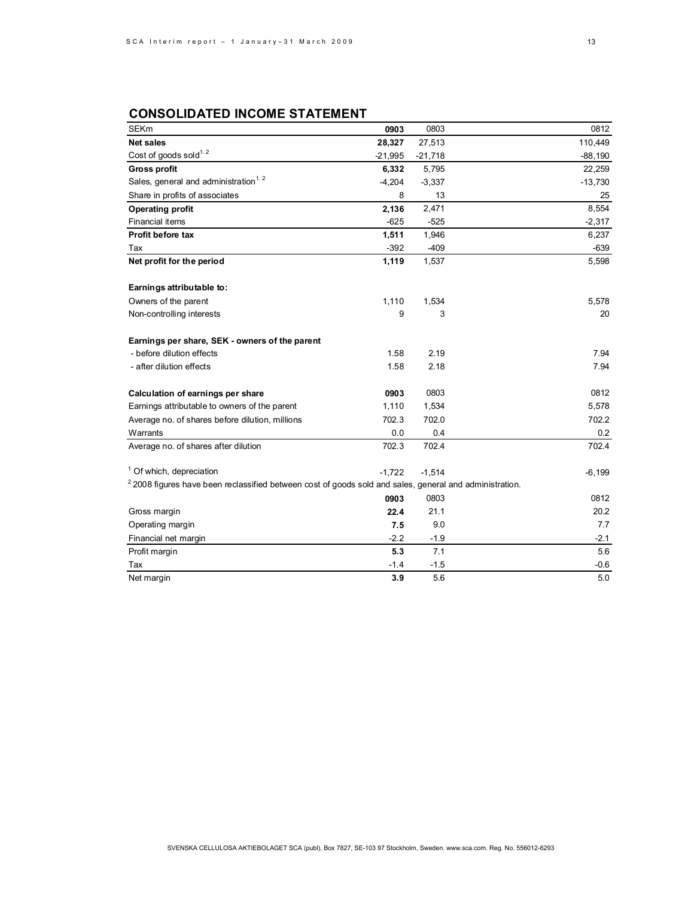## CONSOLIDATED INCOME STATEMENT

| SEKm | **0903** | 0803 | 0812 |
|---|---|---|---|
| **Net sales** | **28,327** | 27,513 | 110,449 |
| Cost of goods sold[1, 2] | -21,995 | -21,718 | -88,190 |
| **Gross profit** | **6,332** | 5,795 | 22,259 |
| Sales, general and administration[1, 2] | -4,204 | -3,337 | -13,730 |
| Share in profits of associates | 8 | 13 | 25 |
| **Operating profit** | **2,136** | 2,471 | 8,554 |
| Financial items | -625 | -525 | -2,317 |
| **Profit before tax** | **1,511** | 1,946 | 6,237 |
| Tax | -392 | -409 | -639 |
| **Net profit for the period** | **1,119** | 1,537 | 5,598 |
| | | | |
| **Earnings attributable to:** | | | |
| Owners of the parent | 1,110 | 1,534 | 5,578 |
| Non-controlling interests | 9 | 3 | 20 |
| | | | |
| **Earnings per share, SEK - owners of the parent** | | | |
| - before dilution effects | 1.58 | 2.19 | 7.94 |
| - after dilution effects | 1.58 | 2.18 | 7.94 |

| **Calculation of earnings per share** | **0903** | 0803 | 0812 |
|---|---|---|---|
| Earnings attributable to owners of the parent | 1,110 | 1,534 | 5,578 |
| Average no. of shares before dilution, millions | 702.3 | 702.0 | 702.2 |
| Warrants | 0.0 | 0.4 | 0.2 |
| Average no. of shares after dilution | 702.3 | 702.4 | 702.4 |

[1] Of which, depreciation: -1,722 (0903); -1,514 (0803); -6,199 (0812)

[2] 2008 figures have been reclassified between cost of goods sold and sales, general and administration.

| | **0903** | 0803 | 0812 |
|---|---|---|---|
| Gross margin | **22.4** | 21.1 | 20.2 |
| Operating margin | **7.5** | 9.0 | 7.7 |
| Financial net margin | -2.2 | -1.9 | -2.1 |
| Profit margin | **5.3** | 7.1 | 5.6 |
| Tax | -1.4 | -1.5 | -0.6 |
| Net margin | **3.9** | 5.6 | 5.0 |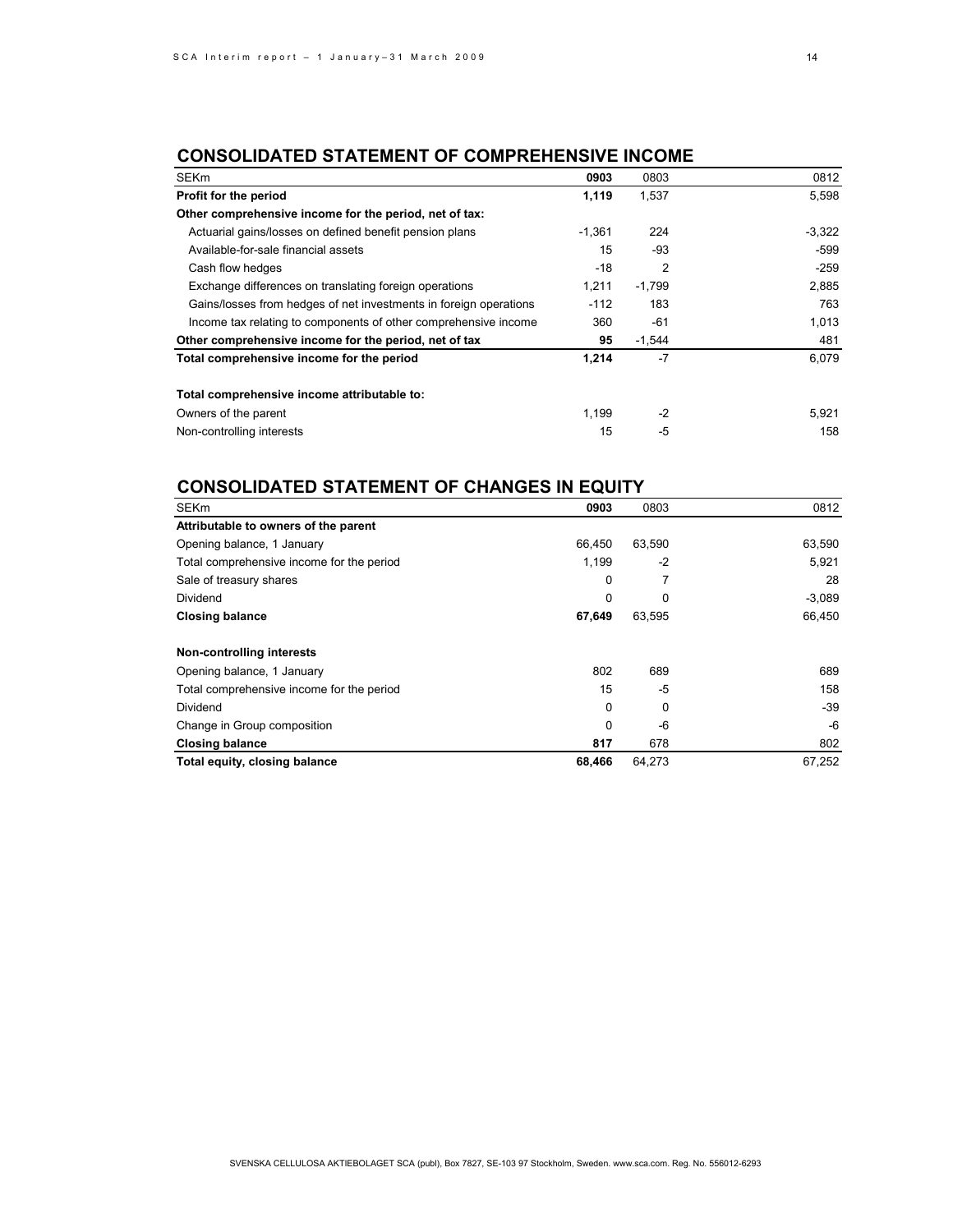## CONSOLIDATED STATEMENT OF COMPREHENSIVE INCOME

| SEKm | 0903 | 0803 | 0812 |
|---|---|---|---|
| **Profit for the period** | **1,119** | 1,537 | 5,598 |
| **Other comprehensive income for the period, net of tax:** | | | |
| Actuarial gains/losses on defined benefit pension plans | -1,361 | 224 | -3,322 |
| Available-for-sale financial assets | 15 | -93 | -599 |
| Cash flow hedges | -18 | 2 | -259 |
| Exchange differences on translating foreign operations | 1,211 | -1,799 | 2,885 |
| Gains/losses from hedges of net investments in foreign operations | -112 | 183 | 763 |
| Income tax relating to components of other comprehensive income | 360 | -61 | 1,013 |
| **Other comprehensive income for the period, net of tax** | **95** | -1,544 | 481 |
| **Total comprehensive income for the period** | **1,214** | -7 | 6,079 |
| | | | |
| **Total comprehensive income attributable to:** | | | |
| Owners of the parent | 1,199 | -2 | 5,921 |
| Non-controlling interests | 15 | -5 | 158 |

## CONSOLIDATED STATEMENT OF CHANGES IN EQUITY

| SEKm | 0903 | 0803 | 0812 |
|---|---|---|---|
| **Attributable to owners of the parent** | | | |
| Opening balance, 1 January | 66,450 | 63,590 | 63,590 |
| Total comprehensive income for the period | 1,199 | -2 | 5,921 |
| Sale of treasury shares | 0 | 7 | 28 |
| Dividend | 0 | 0 | -3,089 |
| **Closing balance** | **67,649** | 63,595 | 66,450 |
| | | | |
| **Non-controlling interests** | | | |
| Opening balance, 1 January | 802 | 689 | 689 |
| Total comprehensive income for the period | 15 | -5 | 158 |
| Dividend | 0 | 0 | -39 |
| Change in Group composition | 0 | -6 | -6 |
| **Closing balance** | **817** | 678 | 802 |
| **Total equity, closing balance** | **68,466** | 64,273 | 67,252 |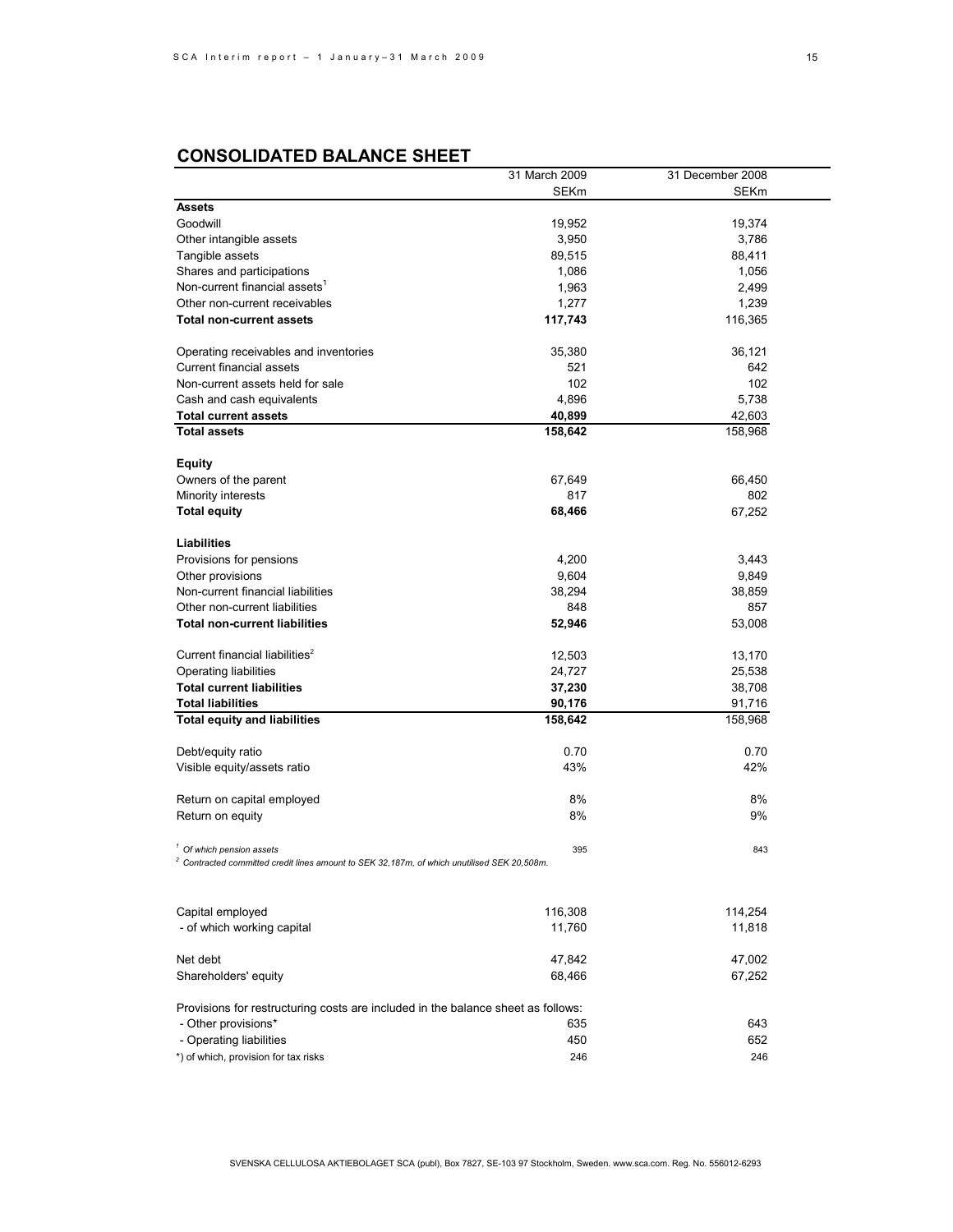## CONSOLIDATED BALANCE SHEET

| | 31 March 2009 | 31 December 2008 |
|---|---|---|
| | SEKm | SEKm |
| **Assets** | | |
| Goodwill | 19,952 | 19,374 |
| Other intangible assets | 3,950 | 3,786 |
| Tangible assets | 89,515 | 88,411 |
| Shares and participations | 1,086 | 1,056 |
| Non-current financial assets[1] | 1,963 | 2,499 |
| Other non-current receivables | 1,277 | 1,239 |
| **Total non-current assets** | **117,743** | 116,365 |
| | | |
| Operating receivables and inventories | 35,380 | 36,121 |
| Current financial assets | 521 | 642 |
| Non-current assets held for sale | 102 | 102 |
| Cash and cash equivalents | 4,896 | 5,738 |
| **Total current assets** | **40,899** | 42,603 |
| **Total assets** | **158,642** | 158,968 |
| | | |
| **Equity** | | |
| Owners of the parent | 67,649 | 66,450 |
| Minority interests | 817 | 802 |
| **Total equity** | **68,466** | 67,252 |
| | | |
| **Liabilities** | | |
| Provisions for pensions | 4,200 | 3,443 |
| Other provisions | 9,604 | 9,849 |
| Non-current financial liabilities | 38,294 | 38,859 |
| Other non-current liabilities | 848 | 857 |
| **Total non-current liabilities** | **52,946** | 53,008 |
| | | |
| Current financial liabilities[2] | 12,503 | 13,170 |
| Operating liabilities | 24,727 | 25,538 |
| **Total current liabilities** | **37,230** | 38,708 |
| **Total liabilities** | **90,176** | 91,716 |
| **Total equity and liabilities** | **158,642** | 158,968 |
| | | |
| Debt/equity ratio | 0.70 | 0.70 |
| Visible equity/assets ratio | 43% | 42% |
| | | |
| Return on capital employed | 8% | 8% |
| Return on equity | 8% | 9% |
| | | |
| [1] *Of which pension assets* | 395 | 843 |

[2] *Contracted committed credit lines amount to SEK 32,187m, of which unutilised SEK 20,508m.*

| | 31 March 2009 | 31 December 2008 |
|---|---|---|
| Capital employed | 116,308 | 114,254 |
| - of which working capital | 11,760 | 11,818 |
| | | |
| Net debt | 47,842 | 47,002 |
| Shareholders' equity | 68,466 | 67,252 |
| | | |
| Provisions for restructuring costs are included in the balance sheet as follows: | | |
| - Other provisions* | 635 | 643 |
| - Operating liabilities | 450 | 652 |
| *) of which, provision for tax risks | 246 | 246 |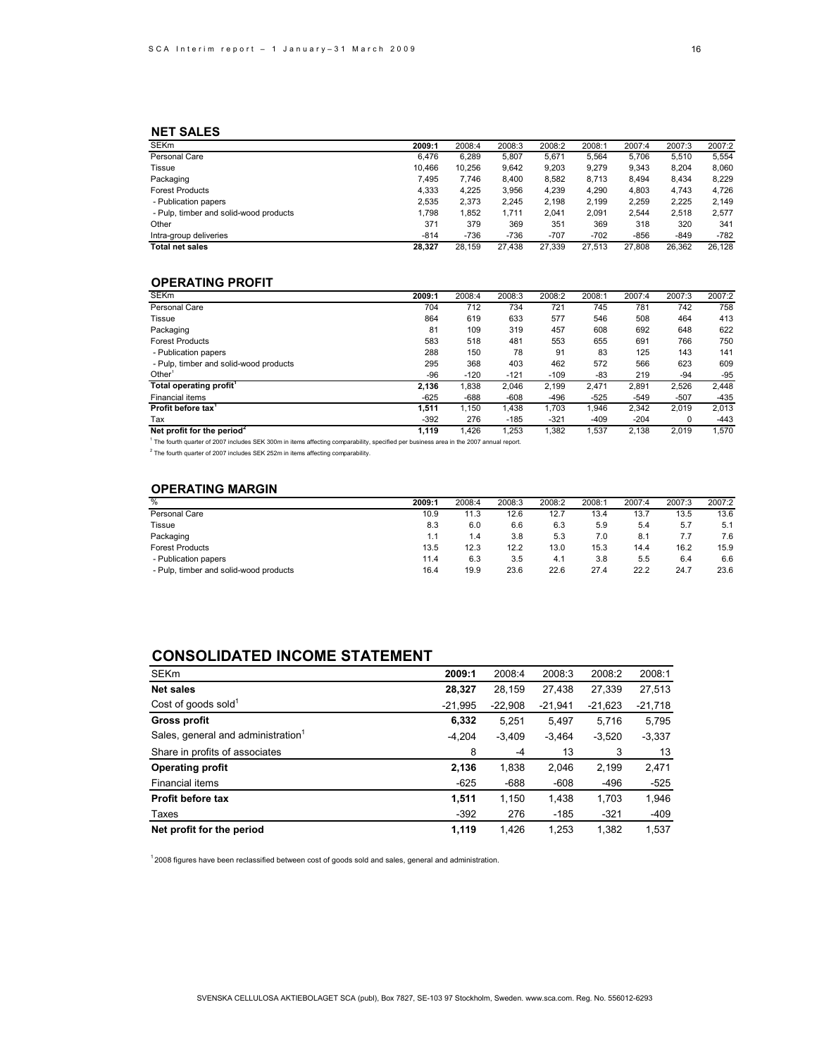## NET SALES

| SEKm | 2009:1 | 2008:4 | 2008:3 | 2008:2 | 2008:1 | 2007:4 | 2007:3 | 2007:2 |
|---|---|---|---|---|---|---|---|---|
| Personal Care | 6,476 | 6,289 | 5,807 | 5,671 | 5,564 | 5,706 | 5,510 | 5,554 |
| Tissue | 10,466 | 10,256 | 9,642 | 9,203 | 9,279 | 9,343 | 8,204 | 8,060 |
| Packaging | 7,495 | 7,746 | 8,400 | 8,582 | 8,713 | 8,494 | 8,434 | 8,229 |
| Forest Products | 4,333 | 4,225 | 3,956 | 4,239 | 4,290 | 4,803 | 4,743 | 4,726 |
| - Publication papers | 2,535 | 2,373 | 2,245 | 2,198 | 2,199 | 2,259 | 2,225 | 2,149 |
| - Pulp, timber and solid-wood products | 1,798 | 1,852 | 1,711 | 2,041 | 2,091 | 2,544 | 2,518 | 2,577 |
| Other | 371 | 379 | 369 | 351 | 369 | 318 | 320 | 341 |
| Intra-group deliveries | -814 | -736 | -736 | -707 | -702 | -856 | -849 | -782 |
| **Total net sales** | **28,327** | 28,159 | 27,438 | 27,339 | 27,513 | 27,808 | 26,362 | 26,128 |

## OPERATING PROFIT

| SEKm | 2009:1 | 2008:4 | 2008:3 | 2008:2 | 2008:1 | 2007:4 | 2007:3 | 2007:2 |
|---|---|---|---|---|---|---|---|---|
| Personal Care | 704 | 712 | 734 | 721 | 745 | 781 | 742 | 758 |
| Tissue | 864 | 619 | 633 | 577 | 546 | 508 | 464 | 413 |
| Packaging | 81 | 109 | 319 | 457 | 608 | 692 | 648 | 622 |
| Forest Products | 583 | 518 | 481 | 553 | 655 | 691 | 766 | 750 |
| - Publication papers | 288 | 150 | 78 | 91 | 83 | 125 | 143 | 141 |
| - Pulp, timber and solid-wood products | 295 | 368 | 403 | 462 | 572 | 566 | 623 | 609 |
| Other[1] | -96 | -120 | -121 | -109 | -83 | 219 | -94 | -95 |
| **Total operating profit[1]** | **2,136** | 1,838 | 2,046 | 2,199 | 2,471 | 2,891 | 2,526 | 2,448 |
| Financial items | -625 | -688 | -608 | -496 | -525 | -549 | -507 | -435 |
| **Profit before tax[1]** | **1,511** | 1,150 | 1,438 | 1,703 | 1,946 | 2,342 | 2,019 | 2,013 |
| Tax | -392 | 276 | -185 | -321 | -409 | -204 | 0 | -443 |
| **Net profit for the period[2]** | **1,119** | 1,426 | 1,253 | 1,382 | 1,537 | 2,138 | 2,019 | 1,570 |

[1] The fourth quarter of 2007 includes SEK 300m in items affecting comparability, specified per business area in the 2007 annual report.

[2] The fourth quarter of 2007 includes SEK 252m in items affecting comparability.

## OPERATING MARGIN

| % | 2009:1 | 2008:4 | 2008:3 | 2008:2 | 2008:1 | 2007:4 | 2007:3 | 2007:2 |
|---|---|---|---|---|---|---|---|---|
| Personal Care | 10.9 | 11.3 | 12.6 | 12.7 | 13.4 | 13.7 | 13.5 | 13.6 |
| Tissue | 8.3 | 6.0 | 6.6 | 6.3 | 5.9 | 5.4 | 5.7 | 5.1 |
| Packaging | 1.1 | 1.4 | 3.8 | 5.3 | 7.0 | 8.1 | 7.7 | 7.6 |
| Forest Products | 13.5 | 12.3 | 12.2 | 13.0 | 15.3 | 14.4 | 16.2 | 15.9 |
| - Publication papers | 11.4 | 6.3 | 3.5 | 4.1 | 3.8 | 5.5 | 6.4 | 6.6 |
| - Pulp, timber and solid-wood products | 16.4 | 19.9 | 23.6 | 22.6 | 27.4 | 22.2 | 24.7 | 23.6 |

## CONSOLIDATED INCOME STATEMENT

| SEKm | 2009:1 | 2008:4 | 2008:3 | 2008:2 | 2008:1 |
|---|---|---|---|---|---|
| **Net sales** | **28,327** | 28,159 | 27,438 | 27,339 | 27,513 |
| Cost of goods sold[1] | -21,995 | -22,908 | -21,941 | -21,623 | -21,718 |
| **Gross profit** | **6,332** | 5,251 | 5,497 | 5,716 | 5,795 |
| Sales, general and administration[1] | -4,204 | -3,409 | -3,464 | -3,520 | -3,337 |
| Share in profits of associates | 8 | -4 | 13 | 3 | 13 |
| **Operating profit** | **2,136** | 1,838 | 2,046 | 2,199 | 2,471 |
| Financial items | -625 | -688 | -608 | -496 | -525 |
| **Profit before tax** | **1,511** | 1,150 | 1,438 | 1,703 | 1,946 |
| Taxes | -392 | 276 | -185 | -321 | -409 |
| **Net profit for the period** | **1,119** | 1,426 | 1,253 | 1,382 | 1,537 |

[1] 2008 figures have been reclassified between cost of goods sold and sales, general and administration.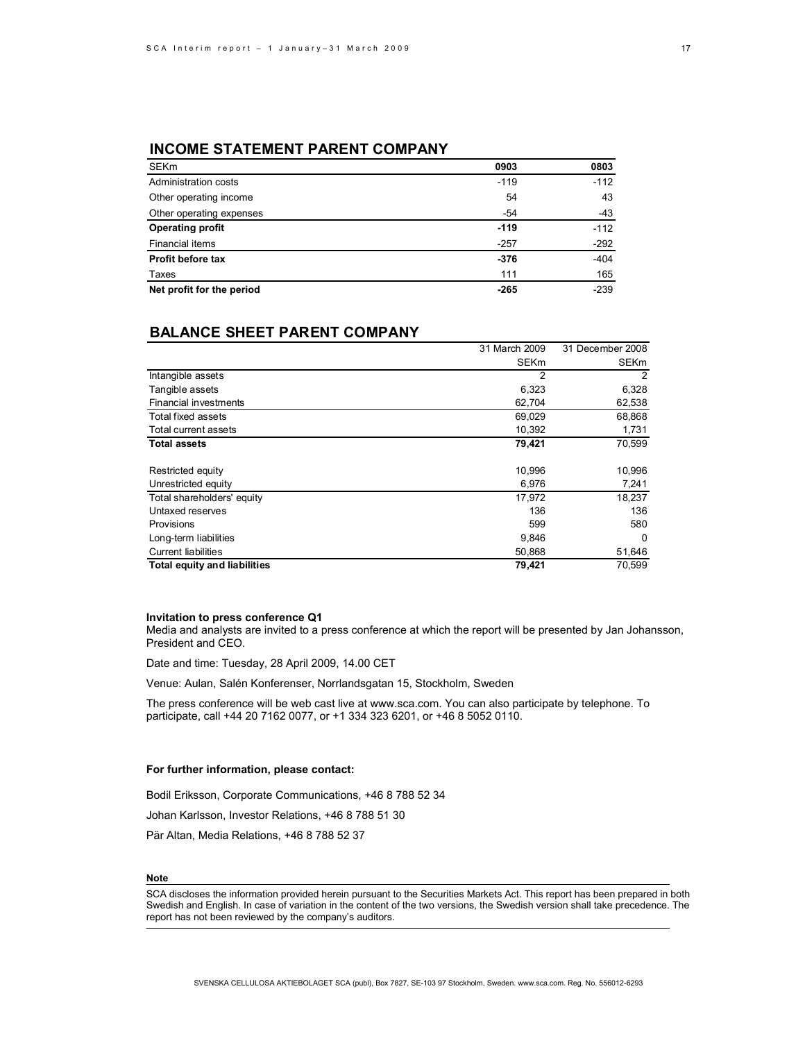## INCOME STATEMENT PARENT COMPANY

| SEKm | 0903 | 0803 |
|---|---|---|
| Administration costs | -119 | -112 |
| Other operating income | 54 | 43 |
| Other operating expenses | -54 | -43 |
| **Operating profit** | **-119** | -112 |
| Financial items | -257 | -292 |
| **Profit before tax** | **-376** | -404 |
| Taxes | 111 | 165 |
| **Net profit for the period** | **-265** | -239 |

## BALANCE SHEET PARENT COMPANY

| | 31 March 2009 | 31 December 2008 |
|---|---|---|
| | SEKm | SEKm |
| Intangible assets | 2 | 2 |
| Tangible assets | 6,323 | 6,328 |
| Financial investments | 62,704 | 62,538 |
| Total fixed assets | 69,029 | 68,868 |
| Total current assets | 10,392 | 1,731 |
| **Total assets** | **79,421** | 70,599 |
| | | |
| Restricted equity | 10,996 | 10,996 |
| Unrestricted equity | 6,976 | 7,241 |
| Total shareholders' equity | 17,972 | 18,237 |
| Untaxed reserves | 136 | 136 |
| Provisions | 599 | 580 |
| Long-term liabilities | 9,846 | 0 |
| Current liabilities | 50,868 | 51,646 |
| **Total equity and liabilities** | **79,421** | 70,599 |

**Invitation to press conference Q1**

Media and analysts are invited to a press conference at which the report will be presented by Jan Johansson, President and CEO.

Date and time: Tuesday, 28 April 2009, 14.00 CET

Venue: Aulan, Salén Konferenser, Norrlandsgatan 15, Stockholm, Sweden

The press conference will be web cast live at www.sca.com. You can also participate by telephone. To participate, call +44 20 7162 0077, or +1 334 323 6201, or +46 8 5052 0110.

**For further information, please contact:**

Bodil Eriksson, Corporate Communications, +46 8 788 52 34

Johan Karlsson, Investor Relations, +46 8 788 51 30

Pär Altan, Media Relations, +46 8 788 52 37

**Note**

SCA discloses the information provided herein pursuant to the Securities Markets Act. This report has been prepared in both Swedish and English. In case of variation in the content of the two versions, the Swedish version shall take precedence. The report has not been reviewed by the company's auditors.

SVENSKA CELLULOSA AKTIEBOLAGET SCA (publ), Box 7827, SE-103 97 Stockholm, Sweden. www.sca.com. Reg. No. 556012-6293